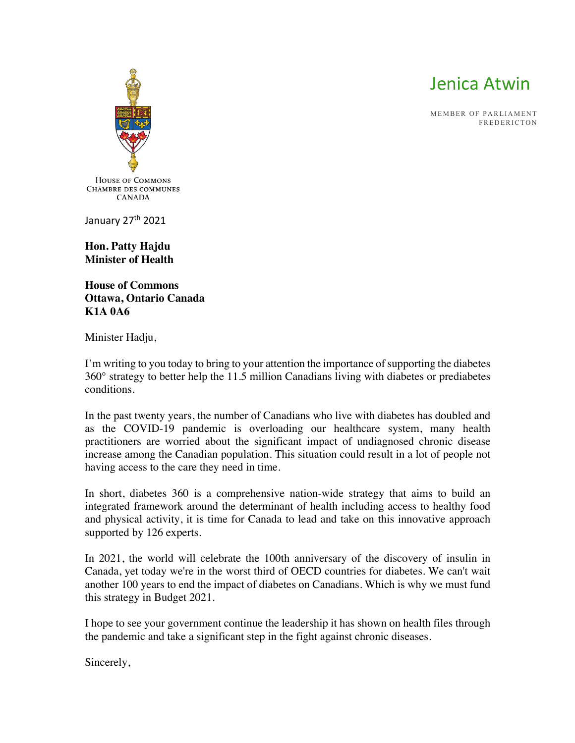HOUSE OF COMMONS
CHAMBRE DES COMMUNES
CANADA

Jenica Atwin

MEMBER OF PARLIAMENT
FREDERICTON

January 27th 2021

**Hon. Patty Hajdu**
**Minister of Health**

**House of Commons**
**Ottawa, Ontario Canada**
**K1A 0A6**

Minister Hadju,

I'm writing to you today to bring to your attention the importance of supporting the diabetes 360° strategy to better help the 11.5 million Canadians living with diabetes or prediabetes conditions.

In the past twenty years, the number of Canadians who live with diabetes has doubled and as the COVID-19 pandemic is overloading our healthcare system, many health practitioners are worried about the significant impact of undiagnosed chronic disease increase among the Canadian population. This situation could result in a lot of people not having access to the care they need in time.

In short, diabetes 360 is a comprehensive nation-wide strategy that aims to build an integrated framework around the determinant of health including access to healthy food and physical activity, it is time for Canada to lead and take on this innovative approach supported by 126 experts.

In 2021, the world will celebrate the 100th anniversary of the discovery of insulin in Canada, yet today we're in the worst third of OECD countries for diabetes. We can't wait another 100 years to end the impact of diabetes on Canadians. Which is why we must fund this strategy in Budget 2021.

I hope to see your government continue the leadership it has shown on health files through the pandemic and take a significant step in the fight against chronic diseases.

Sincerely,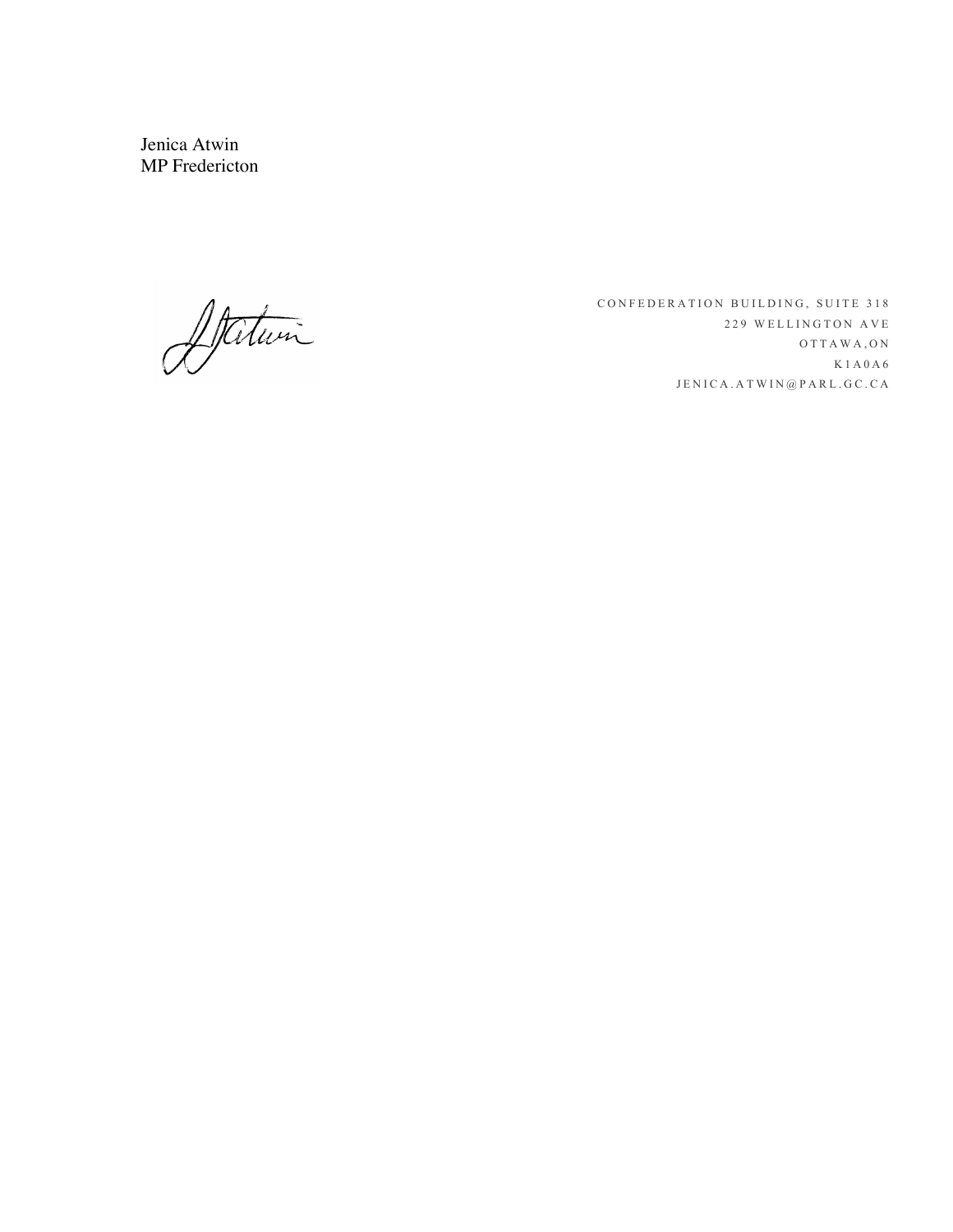Jenica Atwin
MP Fredericton

CONFEDERATION BUILDING, SUITE 318
229 WELLINGTON AVE
OTTAWA,ON
K1A0A6
JENICA.ATWIN@PARL.GC.CA